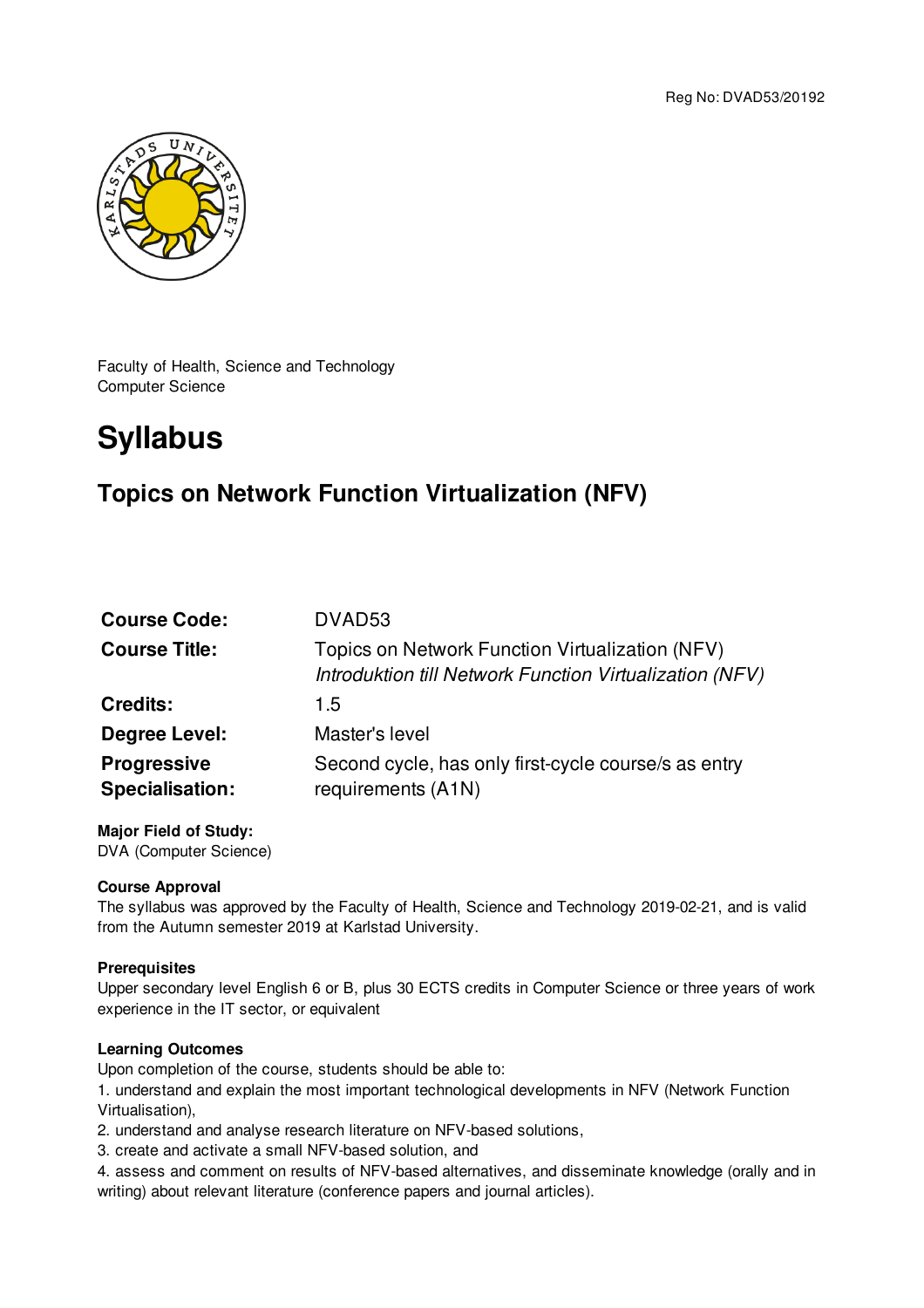Reg No: DVAD53/20192

Faculty of Health, Science and Technology
Computer Science

# Syllabus

## Topics on Network Function Virtualization (NFV)

| | |
|---|---|
| **Course Code:** | DVAD53 |
| **Course Title:** | Topics on Network Function Virtualization (NFV)<br>*Introduktion till Network Function Virtualization (NFV)* |
| **Credits:** | 1.5 |
| **Degree Level:** | Master's level |
| **Progressive Specialisation:** | Second cycle, has only first-cycle course/s as entry requirements (A1N) |

**Major Field of Study:**
DVA (Computer Science)

**Course Approval**
The syllabus was approved by the Faculty of Health, Science and Technology 2019-02-21, and is valid from the Autumn semester 2019 at Karlstad University.

**Prerequisites**
Upper secondary level English 6 or B, plus 30 ECTS credits in Computer Science or three years of work experience in the IT sector, or equivalent

**Learning Outcomes**
Upon completion of the course, students should be able to:
1. understand and explain the most important technological developments in NFV (Network Function Virtualisation),
2. understand and analyse research literature on NFV-based solutions,
3. create and activate a small NFV-based solution, and
4. assess and comment on results of NFV-based alternatives, and disseminate knowledge (orally and in writing) about relevant literature (conference papers and journal articles).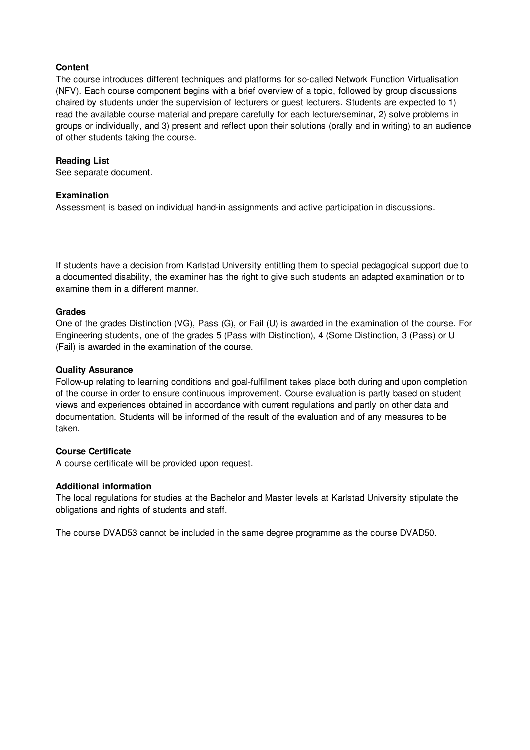**Content**

The course introduces different techniques and platforms for so-called Network Function Virtualisation (NFV). Each course component begins with a brief overview of a topic, followed by group discussions chaired by students under the supervision of lecturers or guest lecturers. Students are expected to 1) read the available course material and prepare carefully for each lecture/seminar, 2) solve problems in groups or individually, and 3) present and reflect upon their solutions (orally and in writing) to an audience of other students taking the course.

**Reading List**

See separate document.

**Examination**

Assessment is based on individual hand-in assignments and active participation in discussions.

If students have a decision from Karlstad University entitling them to special pedagogical support due to a documented disability, the examiner has the right to give such students an adapted examination or to examine them in a different manner.

**Grades**

One of the grades Distinction (VG), Pass (G), or Fail (U) is awarded in the examination of the course. For Engineering students, one of the grades 5 (Pass with Distinction), 4 (Some Distinction, 3 (Pass) or U (Fail) is awarded in the examination of the course.

**Quality Assurance**

Follow-up relating to learning conditions and goal-fulfilment takes place both during and upon completion of the course in order to ensure continuous improvement. Course evaluation is partly based on student views and experiences obtained in accordance with current regulations and partly on other data and documentation. Students will be informed of the result of the evaluation and of any measures to be taken.

**Course Certificate**

A course certificate will be provided upon request.

**Additional information**

The local regulations for studies at the Bachelor and Master levels at Karlstad University stipulate the obligations and rights of students and staff.

The course DVAD53 cannot be included in the same degree programme as the course DVAD50.